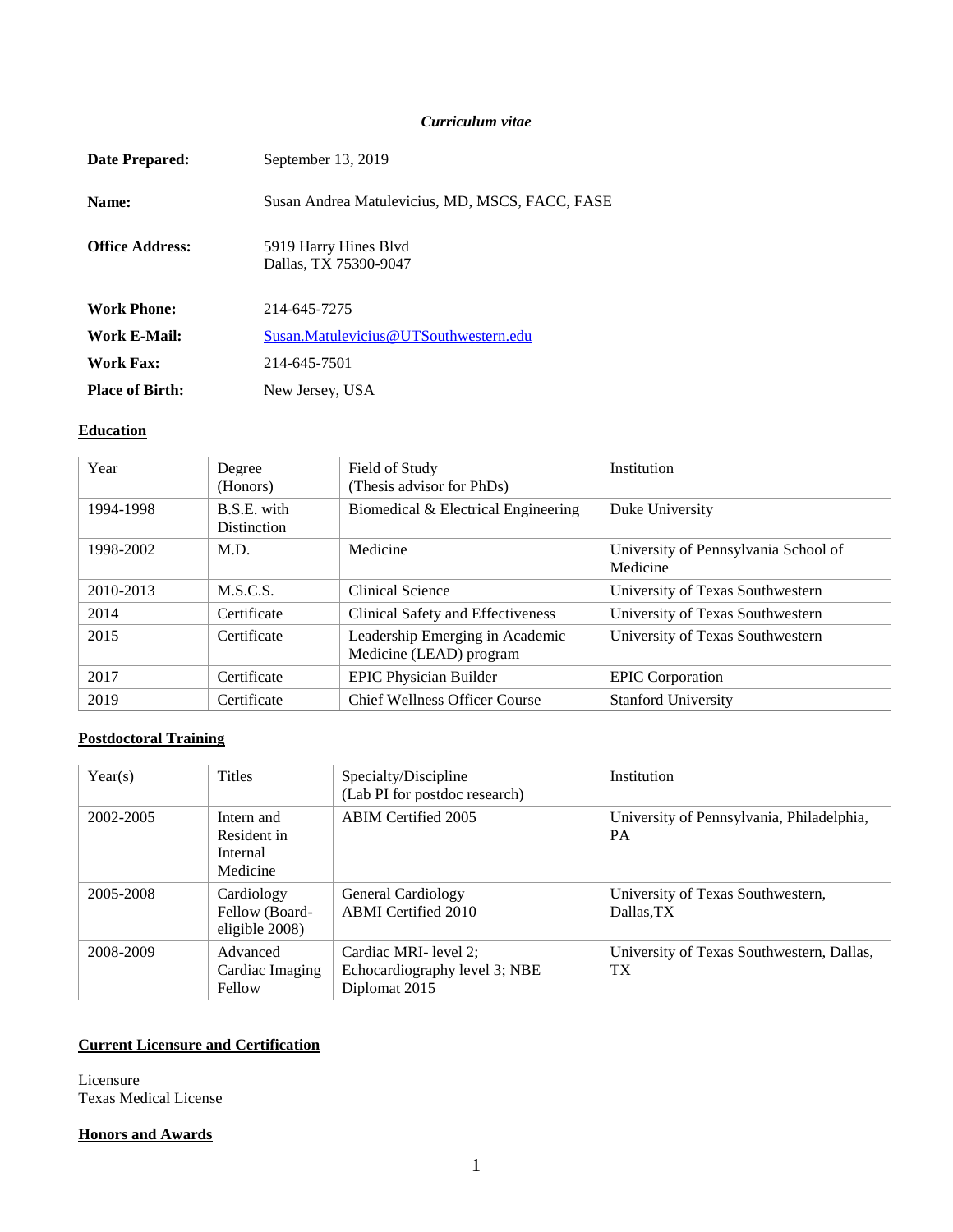*Curriculum vitae*

| | |
|---|---|
| **Date Prepared:** | September 13, 2019 |
| **Name:** | Susan Andrea Matulevicius, MD, MSCS, FACC, FASE |
| **Office Address:** | 5919 Harry Hines Blvd<br>Dallas, TX 75390-9047 |
| **Work Phone:** | 214-645-7275 |
| **Work E-Mail:** | Susan.Matulevicius@UTSouthwestern.edu |
| **Work Fax:** | 214-645-7501 |
| **Place of Birth:** | New Jersey, USA |

## Education

| Year | Degree (Honors) | Field of Study (Thesis advisor for PhDs) | Institution |
|---|---|---|---|
| 1994-1998 | B.S.E. with Distinction | Biomedical & Electrical Engineering | Duke University |
| 1998-2002 | M.D. | Medicine | University of Pennsylvania School of Medicine |
| 2010-2013 | M.S.C.S. | Clinical Science | University of Texas Southwestern |
| 2014 | Certificate | Clinical Safety and Effectiveness | University of Texas Southwestern |
| 2015 | Certificate | Leadership Emerging in Academic Medicine (LEAD) program | University of Texas Southwestern |
| 2017 | Certificate | EPIC Physician Builder | EPIC Corporation |
| 2019 | Certificate | Chief Wellness Officer Course | Stanford University |

## Postdoctoral Training

| Year(s) | Titles | Specialty/Discipline (Lab PI for postdoc research) | Institution |
|---|---|---|---|
| 2002-2005 | Intern and Resident in Internal Medicine | ABIM Certified 2005 | University of Pennsylvania, Philadelphia, PA |
| 2005-2008 | Cardiology Fellow (Board-eligible 2008) | General Cardiology<br>ABMI Certified 2010 | University of Texas Southwestern, Dallas,TX |
| 2008-2009 | Advanced Cardiac Imaging Fellow | Cardiac MRI- level 2; Echocardiography level 3; NBE Diplomat 2015 | University of Texas Southwestern, Dallas, TX |

## Current Licensure and Certification

Licensure
Texas Medical License

## Honors and Awards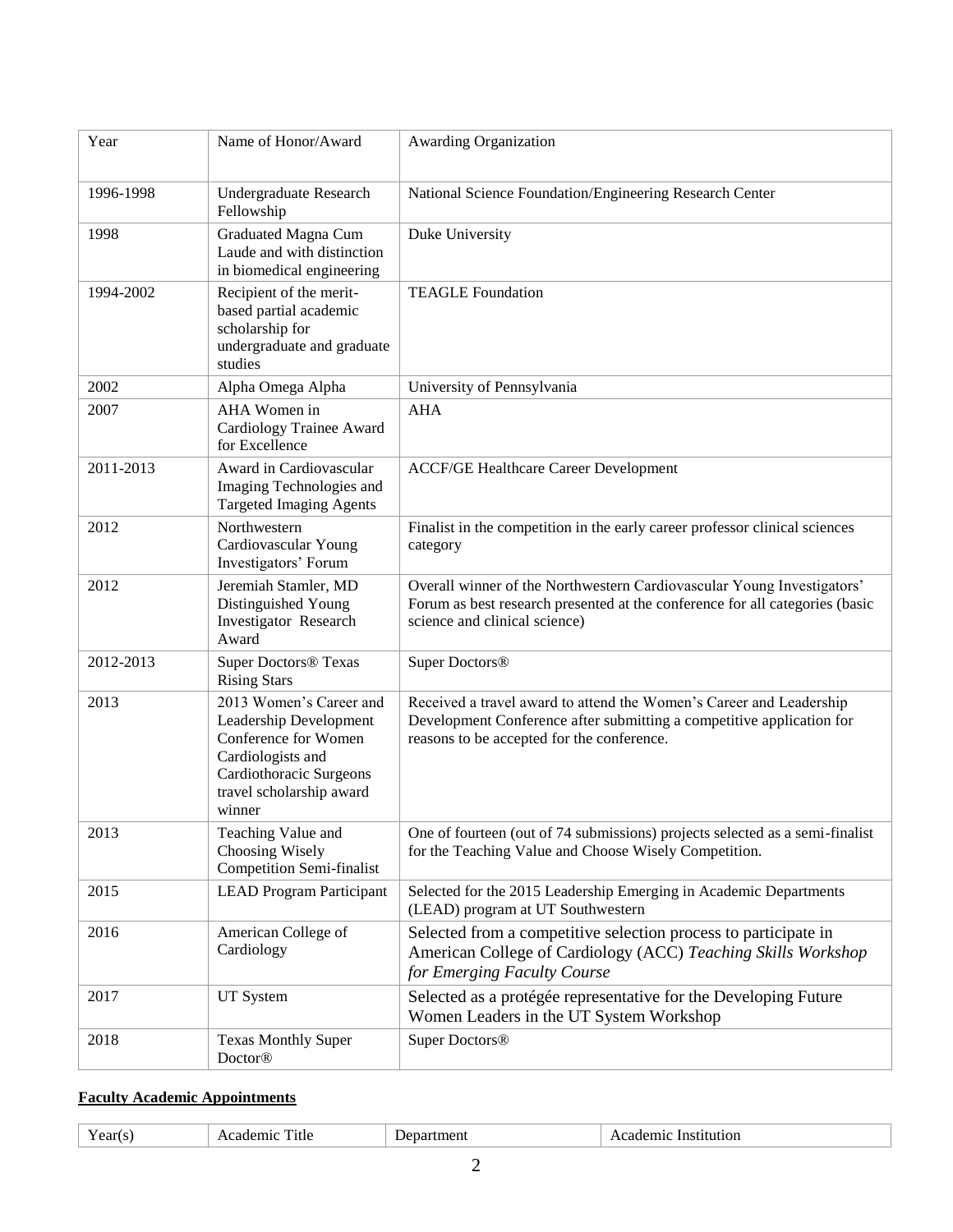| Year | Name of Honor/Award | Awarding Organization |
|---|---|---|
| 1996-1998 | Undergraduate Research Fellowship | National Science Foundation/Engineering Research Center |
| 1998 | Graduated Magna Cum Laude and with distinction in biomedical engineering | Duke University |
| 1994-2002 | Recipient of the merit-based partial academic scholarship for undergraduate and graduate studies | TEAGLE Foundation |
| 2002 | Alpha Omega Alpha | University of Pennsylvania |
| 2007 | AHA Women in Cardiology Trainee Award for Excellence | AHA |
| 2011-2013 | Award in Cardiovascular Imaging Technologies and Targeted Imaging Agents | ACCF/GE Healthcare Career Development |
| 2012 | Northwestern Cardiovascular Young Investigators' Forum | Finalist in the competition in the early career professor clinical sciences category |
| 2012 | Jeremiah Stamler, MD Distinguished Young Investigator Research Award | Overall winner of the Northwestern Cardiovascular Young Investigators' Forum as best research presented at the conference for all categories (basic science and clinical science) |
| 2012-2013 | Super Doctors® Texas Rising Stars | Super Doctors® |
| 2013 | 2013 Women's Career and Leadership Development Conference for Women Cardiologists and Cardiothoracic Surgeons travel scholarship award winner | Received a travel award to attend the Women's Career and Leadership Development Conference after submitting a competitive application for reasons to be accepted for the conference. |
| 2013 | Teaching Value and Choosing Wisely Competition Semi-finalist | One of fourteen (out of 74 submissions) projects selected as a semi-finalist for the Teaching Value and Choose Wisely Competition. |
| 2015 | LEAD Program Participant | Selected for the 2015 Leadership Emerging in Academic Departments (LEAD) program at UT Southwestern |
| 2016 | American College of Cardiology | Selected from a competitive selection process to participate in American College of Cardiology (ACC) *Teaching Skills Workshop for Emerging Faculty Course* |
| 2017 | UT System | Selected as a protégée representative for the Developing Future Women Leaders in the UT System Workshop |
| 2018 | Texas Monthly Super Doctor® | Super Doctors® |

**Faculty Academic Appointments**

| Year(s) | Academic Title | Department | Academic Institution |
|---|---|---|---|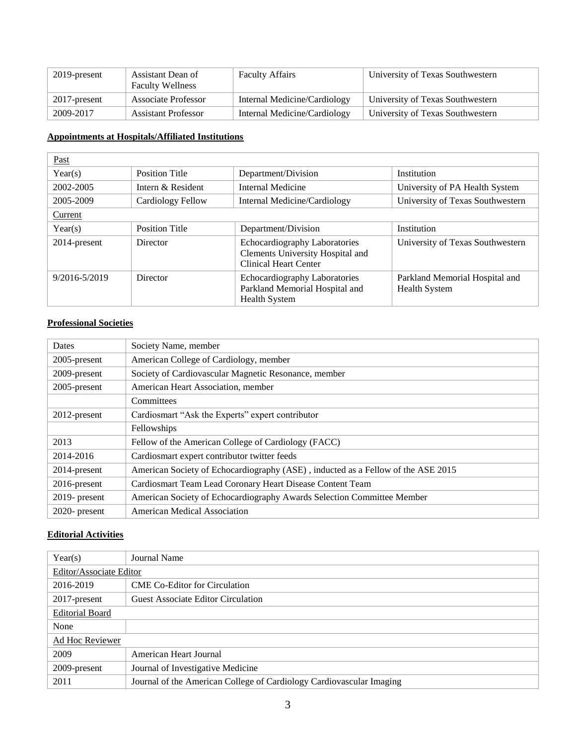| 2019-present | Assistant Dean of Faculty Wellness | Faculty Affairs | University of Texas Southwestern |
|---|---|---|---|
| 2017-present | Associate Professor | Internal Medicine/Cardiology | University of Texas Southwestern |
| 2009-2017 | Assistant Professor | Internal Medicine/Cardiology | University of Texas Southwestern |

**Appointments at Hospitals/Affiliated Institutions**

| Past | | | |
|---|---|---|---|
| Year(s) | Position Title | Department/Division | Institution |
| 2002-2005 | Intern & Resident | Internal Medicine | University of PA Health System |
| 2005-2009 | Cardiology Fellow | Internal Medicine/Cardiology | University of Texas Southwestern |
| Current | | | |
| Year(s) | Position Title | Department/Division | Institution |
| 2014-present | Director | Echocardiography Laboratories Clements University Hospital and Clinical Heart Center | University of Texas Southwestern |
| 9/2016-5/2019 | Director | Echocardiography Laboratories Parkland Memorial Hospital and Health System | Parkland Memorial Hospital and Health System |

**Professional Societies**

| Dates | Society Name, member |
|---|---|
| 2005-present | American College of Cardiology, member |
| 2009-present | Society of Cardiovascular Magnetic Resonance, member |
| 2005-present | American Heart Association, member |
| | Committees |
| 2012-present | Cardiosmart "Ask the Experts" expert contributor |
| | Fellowships |
| 2013 | Fellow of the American College of Cardiology (FACC) |
| 2014-2016 | Cardiosmart expert contributor twitter feeds |
| 2014-present | American Society of Echocardiography (ASE) , inducted as a Fellow of the ASE 2015 |
| 2016-present | Cardiosmart Team Lead Coronary Heart Disease Content Team |
| 2019- present | American Society of Echocardiography Awards Selection Committee Member |
| 2020- present | American Medical Association |

**Editorial Activities**

| Year(s) | Journal Name |
|---|---|
| Editor/Associate Editor | |
| 2016-2019 | CME Co-Editor for Circulation |
| 2017-present | Guest Associate Editor Circulation |
| Editorial Board | |
| None | |
| Ad Hoc Reviewer | |
| 2009 | American Heart Journal |
| 2009-present | Journal of Investigative Medicine |
| 2011 | Journal of the American College of Cardiology Cardiovascular Imaging |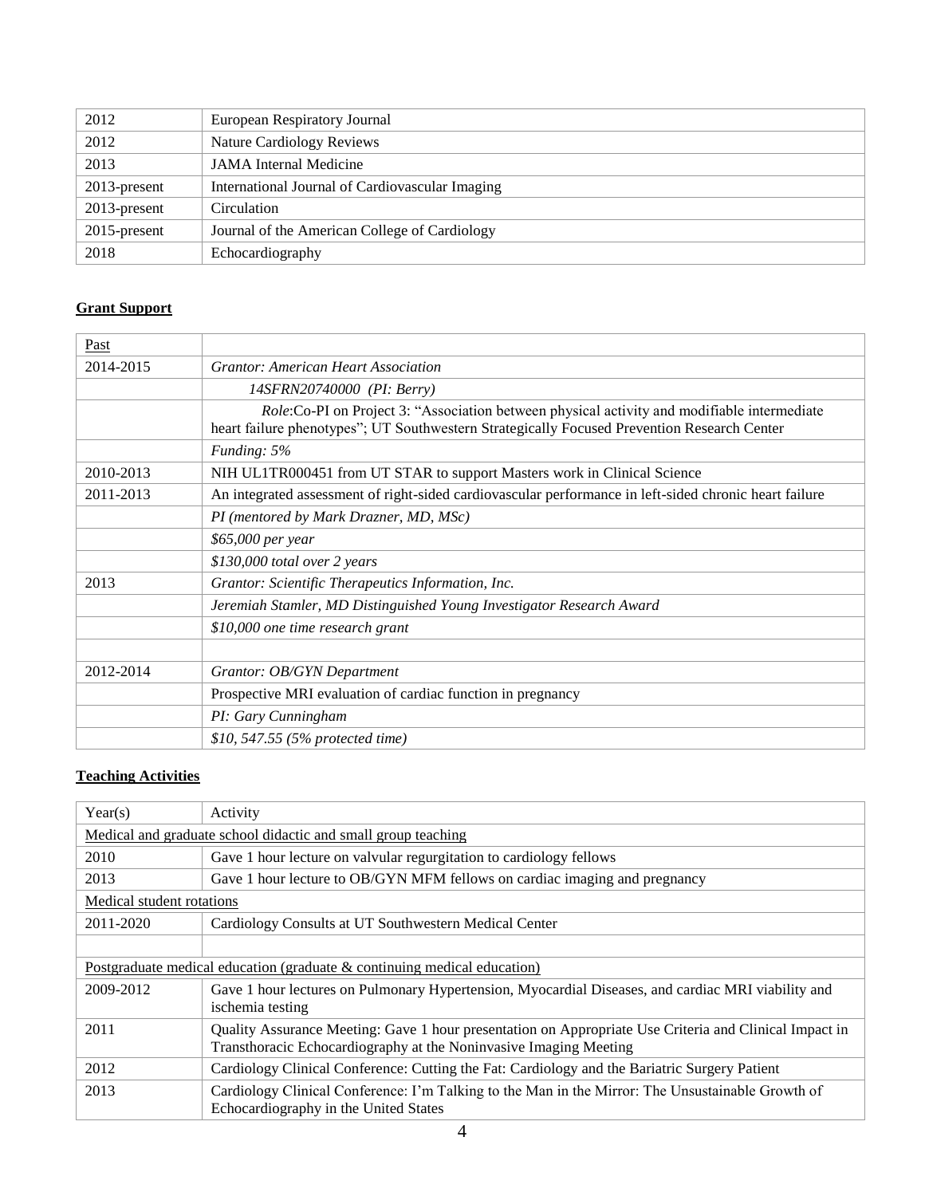| | |
|---|---|
| 2012 | European Respiratory Journal |
| 2012 | Nature Cardiology Reviews |
| 2013 | JAMA Internal Medicine |
| 2013-present | International Journal of Cardiovascular Imaging |
| 2013-present | Circulation |
| 2015-present | Journal of the American College of Cardiology |
| 2018 | Echocardiography |

**Grant Support**

| Past | |
|---|---|
| 2014-2015 | *Grantor: American Heart Association* |
| | *14SFRN20740000 (PI: Berry)* |
| | *Role*:Co-PI on Project 3: "Association between physical activity and modifiable intermediate heart failure phenotypes"; UT Southwestern Strategically Focused Prevention Research Center |
| | *Funding: 5%* |
| 2010-2013 | NIH UL1TR000451 from UT STAR to support Masters work in Clinical Science |
| 2011-2013 | An integrated assessment of right-sided cardiovascular performance in left-sided chronic heart failure |
| | *PI (mentored by Mark Drazner, MD, MSc)* |
| | *$65,000 per year* |
| | *$130,000 total over 2 years* |
| 2013 | *Grantor: Scientific Therapeutics Information, Inc.* |
| | *Jeremiah Stamler, MD Distinguished Young Investigator Research Award* |
| | *$10,000 one time research grant* |
| | |
| 2012-2014 | *Grantor: OB/GYN Department* |
| | Prospective MRI evaluation of cardiac function in pregnancy |
| | *PI: Gary Cunningham* |
| | *$10, 547.55 (5% protected time)* |

**Teaching Activities**

| Year(s) | Activity |
|---|---|
| Medical and graduate school didactic and small group teaching | |
| 2010 | Gave 1 hour lecture on valvular regurgitation to cardiology fellows |
| 2013 | Gave 1 hour lecture to OB/GYN MFM fellows on cardiac imaging and pregnancy |
| Medical student rotations | |
| 2011-2020 | Cardiology Consults at UT Southwestern Medical Center |
| | |
| Postgraduate medical education (graduate & continuing medical education) | |
| 2009-2012 | Gave 1 hour lectures on Pulmonary Hypertension, Myocardial Diseases, and cardiac MRI viability and ischemia testing |
| 2011 | Quality Assurance Meeting: Gave 1 hour presentation on Appropriate Use Criteria and Clinical Impact in Transthoracic Echocardiography at the Noninvasive Imaging Meeting |
| 2012 | Cardiology Clinical Conference: Cutting the Fat: Cardiology and the Bariatric Surgery Patient |
| 2013 | Cardiology Clinical Conference: I'm Talking to the Man in the Mirror: The Unsustainable Growth of Echocardiography in the United States |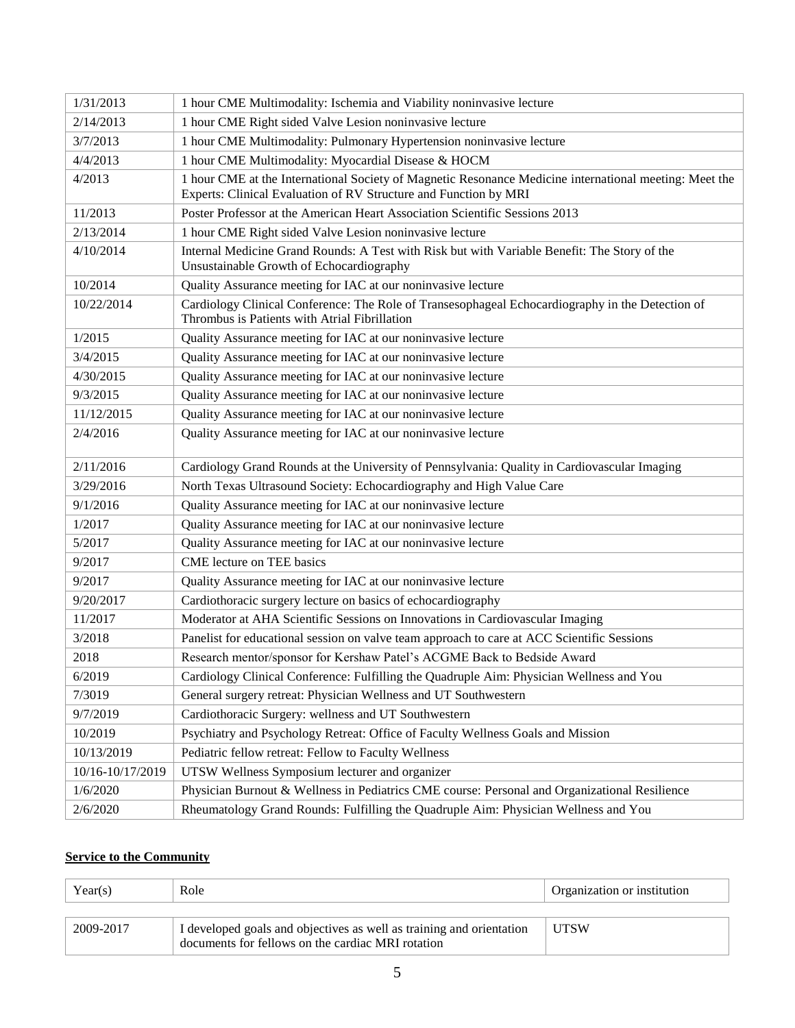| | |
|---|---|
| 1/31/2013 | 1 hour CME Multimodality: Ischemia and Viability noninvasive lecture |
| 2/14/2013 | 1 hour CME Right sided Valve Lesion noninvasive lecture |
| 3/7/2013 | 1 hour CME Multimodality: Pulmonary Hypertension noninvasive lecture |
| 4/4/2013 | 1 hour CME Multimodality: Myocardial Disease & HOCM |
| 4/2013 | 1 hour CME at the International Society of Magnetic Resonance Medicine international meeting: Meet the Experts: Clinical Evaluation of RV Structure and Function by MRI |
| 11/2013 | Poster Professor at the American Heart Association Scientific Sessions 2013 |
| 2/13/2014 | 1 hour CME Right sided Valve Lesion noninvasive lecture |
| 4/10/2014 | Internal Medicine Grand Rounds: A Test with Risk but with Variable Benefit: The Story of the Unsustainable Growth of Echocardiography |
| 10/2014 | Quality Assurance meeting for IAC at our noninvasive lecture |
| 10/22/2014 | Cardiology Clinical Conference: The Role of Transesophageal Echocardiography in the Detection of Thrombus is Patients with Atrial Fibrillation |
| 1/2015 | Quality Assurance meeting for IAC at our noninvasive lecture |
| 3/4/2015 | Quality Assurance meeting for IAC at our noninvasive lecture |
| 4/30/2015 | Quality Assurance meeting for IAC at our noninvasive lecture |
| 9/3/2015 | Quality Assurance meeting for IAC at our noninvasive lecture |
| 11/12/2015 | Quality Assurance meeting for IAC at our noninvasive lecture |
| 2/4/2016 | Quality Assurance meeting for IAC at our noninvasive lecture |
| 2/11/2016 | Cardiology Grand Rounds at the University of Pennsylvania: Quality in Cardiovascular Imaging |
| 3/29/2016 | North Texas Ultrasound Society: Echocardiography and High Value Care |
| 9/1/2016 | Quality Assurance meeting for IAC at our noninvasive lecture |
| 1/2017 | Quality Assurance meeting for IAC at our noninvasive lecture |
| 5/2017 | Quality Assurance meeting for IAC at our noninvasive lecture |
| 9/2017 | CME lecture on TEE basics |
| 9/2017 | Quality Assurance meeting for IAC at our noninvasive lecture |
| 9/20/2017 | Cardiothoracic surgery lecture on basics of echocardiography |
| 11/2017 | Moderator at AHA Scientific Sessions on Innovations in Cardiovascular Imaging |
| 3/2018 | Panelist for educational session on valve team approach to care at ACC Scientific Sessions |
| 2018 | Research mentor/sponsor for Kershaw Patel's ACGME Back to Bedside Award |
| 6/2019 | Cardiology Clinical Conference: Fulfilling the Quadruple Aim: Physician Wellness and You |
| 7/3019 | General surgery retreat: Physician Wellness and UT Southwestern |
| 9/7/2019 | Cardiothoracic Surgery: wellness and UT Southwestern |
| 10/2019 | Psychiatry and Psychology Retreat: Office of Faculty Wellness Goals and Mission |
| 10/13/2019 | Pediatric fellow retreat: Fellow to Faculty Wellness |
| 10/16-10/17/2019 | UTSW Wellness Symposium lecturer and organizer |
| 1/6/2020 | Physician Burnout & Wellness in Pediatrics CME course: Personal and Organizational Resilience |
| 2/6/2020 | Rheumatology Grand Rounds: Fulfilling the Quadruple Aim: Physician Wellness and You |

**Service to the Community**

| Year(s) | Role | Organization or institution |
|---|---|---|
| 2009-2017 | I developed goals and objectives as well as training and orientation documents for fellows on the cardiac MRI rotation | UTSW |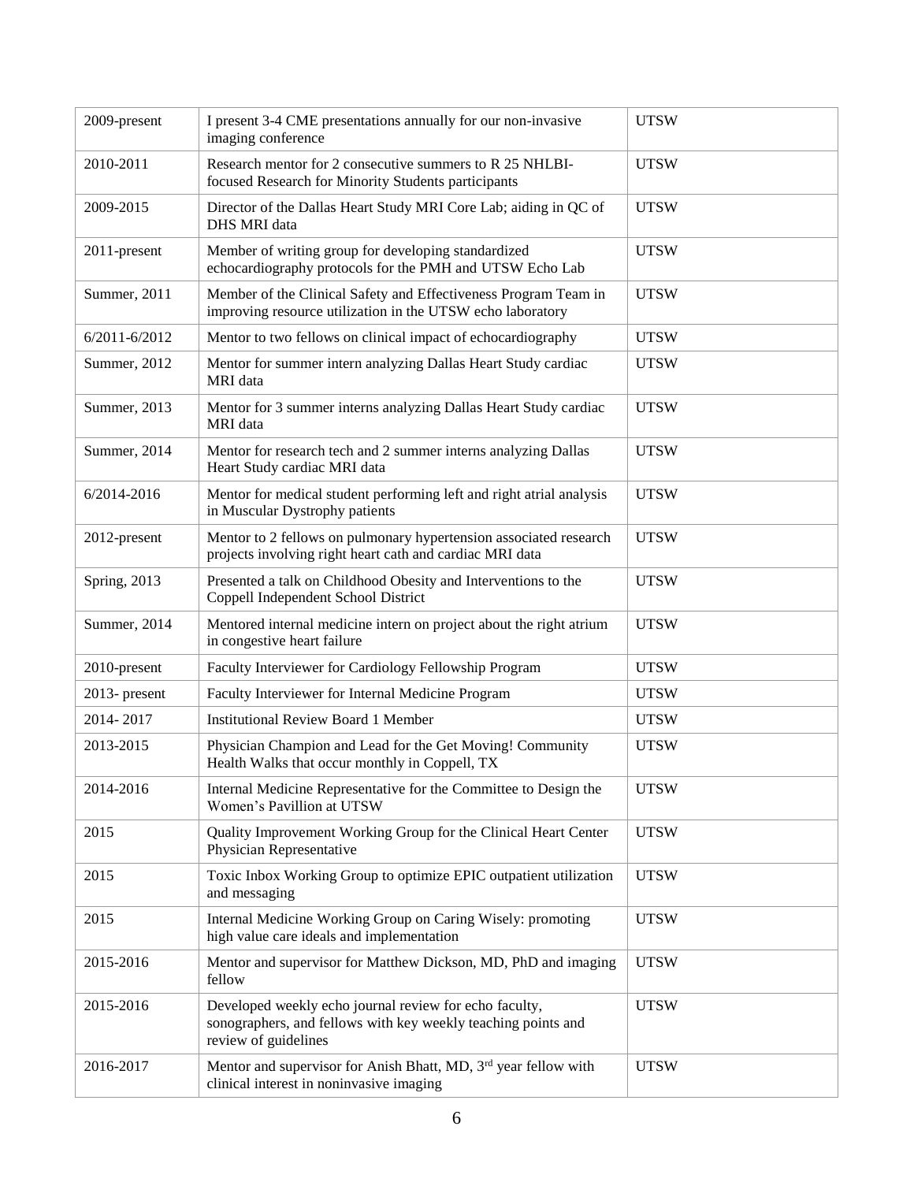| | | |
|---|---|---|
| 2009-present | I present 3-4 CME presentations annually for our non-invasive imaging conference | UTSW |
| 2010-2011 | Research mentor for 2 consecutive summers to R 25 NHLBI-focused Research for Minority Students participants | UTSW |
| 2009-2015 | Director of the Dallas Heart Study MRI Core Lab; aiding in QC of DHS MRI data | UTSW |
| 2011-present | Member of writing group for developing standardized echocardiography protocols for the PMH and UTSW Echo Lab | UTSW |
| Summer, 2011 | Member of the Clinical Safety and Effectiveness Program Team in improving resource utilization in the UTSW echo laboratory | UTSW |
| 6/2011-6/2012 | Mentor to two fellows on clinical impact of echocardiography | UTSW |
| Summer, 2012 | Mentor for summer intern analyzing Dallas Heart Study cardiac MRI data | UTSW |
| Summer, 2013 | Mentor for 3 summer interns analyzing Dallas Heart Study cardiac MRI data | UTSW |
| Summer, 2014 | Mentor for research tech and 2 summer interns analyzing Dallas Heart Study cardiac MRI data | UTSW |
| 6/2014-2016 | Mentor for medical student performing left and right atrial analysis in Muscular Dystrophy patients | UTSW |
| 2012-present | Mentor to 2 fellows on pulmonary hypertension associated research projects involving right heart cath and cardiac MRI data | UTSW |
| Spring, 2013 | Presented a talk on Childhood Obesity and Interventions to the Coppell Independent School District | UTSW |
| Summer, 2014 | Mentored internal medicine intern on project about the right atrium in congestive heart failure | UTSW |
| 2010-present | Faculty Interviewer for Cardiology Fellowship Program | UTSW |
| 2013- present | Faculty Interviewer for Internal Medicine Program | UTSW |
| 2014- 2017 | Institutional Review Board 1 Member | UTSW |
| 2013-2015 | Physician Champion and Lead for the Get Moving! Community Health Walks that occur monthly in Coppell, TX | UTSW |
| 2014-2016 | Internal Medicine Representative for the Committee to Design the Women's Pavillion at UTSW | UTSW |
| 2015 | Quality Improvement Working Group for the Clinical Heart Center Physician Representative | UTSW |
| 2015 | Toxic Inbox Working Group to optimize EPIC outpatient utilization and messaging | UTSW |
| 2015 | Internal Medicine Working Group on Caring Wisely: promoting high value care ideals and implementation | UTSW |
| 2015-2016 | Mentor and supervisor for Matthew Dickson, MD, PhD and imaging fellow | UTSW |
| 2015-2016 | Developed weekly echo journal review for echo faculty, sonographers, and fellows with key weekly teaching points and review of guidelines | UTSW |
| 2016-2017 | Mentor and supervisor for Anish Bhatt, MD, 3rd year fellow with clinical interest in noninvasive imaging | UTSW |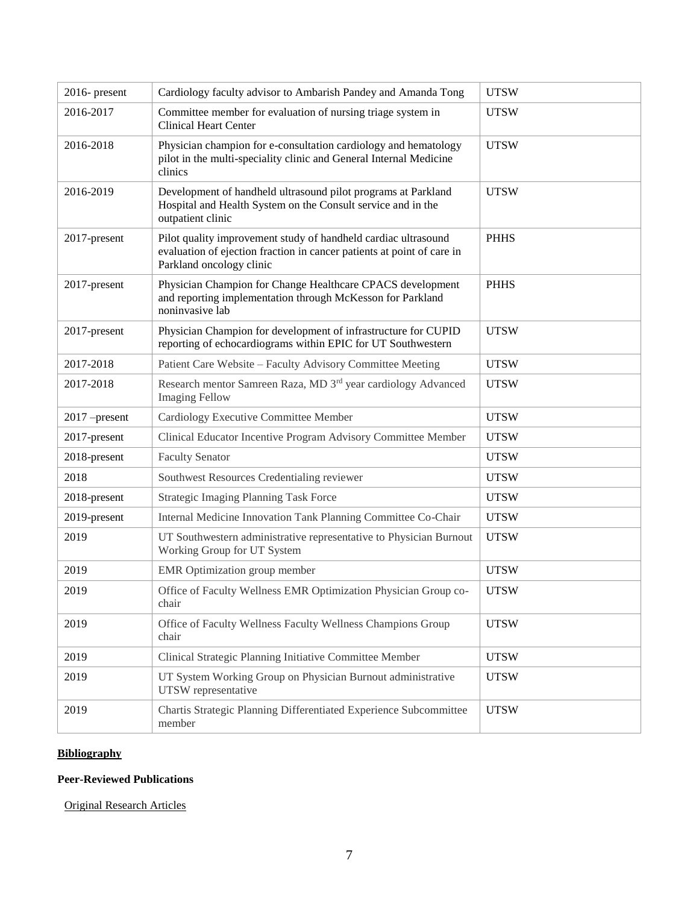| 2016- present | Cardiology faculty advisor to Ambarish Pandey and Amanda Tong | UTSW |
|---|---|---|
| 2016-2017 | Committee member for evaluation of nursing triage system in Clinical Heart Center | UTSW |
| 2016-2018 | Physician champion for e-consultation cardiology and hematology pilot in the multi-speciality clinic and General Internal Medicine clinics | UTSW |
| 2016-2019 | Development of handheld ultrasound pilot programs at Parkland Hospital and Health System on the Consult service and in the outpatient clinic | UTSW |
| 2017-present | Pilot quality improvement study of handheld cardiac ultrasound evaluation of ejection fraction in cancer patients at point of care in Parkland oncology clinic | PHHS |
| 2017-present | Physician Champion for Change Healthcare CPACS development and reporting implementation through McKesson for Parkland noninvasive lab | PHHS |
| 2017-present | Physician Champion for development of infrastructure for CUPID reporting of echocardiograms within EPIC for UT Southwestern | UTSW |
| 2017-2018 | Patient Care Website – Faculty Advisory Committee Meeting | UTSW |
| 2017-2018 | Research mentor Samreen Raza, MD 3rd year cardiology Advanced Imaging Fellow | UTSW |
| 2017 –present | Cardiology Executive Committee Member | UTSW |
| 2017-present | Clinical Educator Incentive Program Advisory Committee Member | UTSW |
| 2018-present | Faculty Senator | UTSW |
| 2018 | Southwest Resources Credentialing reviewer | UTSW |
| 2018-present | Strategic Imaging Planning Task Force | UTSW |
| 2019-present | Internal Medicine Innovation Tank Planning Committee Co-Chair | UTSW |
| 2019 | UT Southwestern administrative representative to Physician Burnout Working Group for UT System | UTSW |
| 2019 | EMR Optimization group member | UTSW |
| 2019 | Office of Faculty Wellness EMR Optimization Physician Group co-chair | UTSW |
| 2019 | Office of Faculty Wellness Faculty Wellness Champions Group chair | UTSW |
| 2019 | Clinical Strategic Planning Initiative Committee Member | UTSW |
| 2019 | UT System Working Group on Physician Burnout administrative UTSW representative | UTSW |
| 2019 | Chartis Strategic Planning Differentiated Experience Subcommittee member | UTSW |

## Bibliography

### Peer-Reviewed Publications

Original Research Articles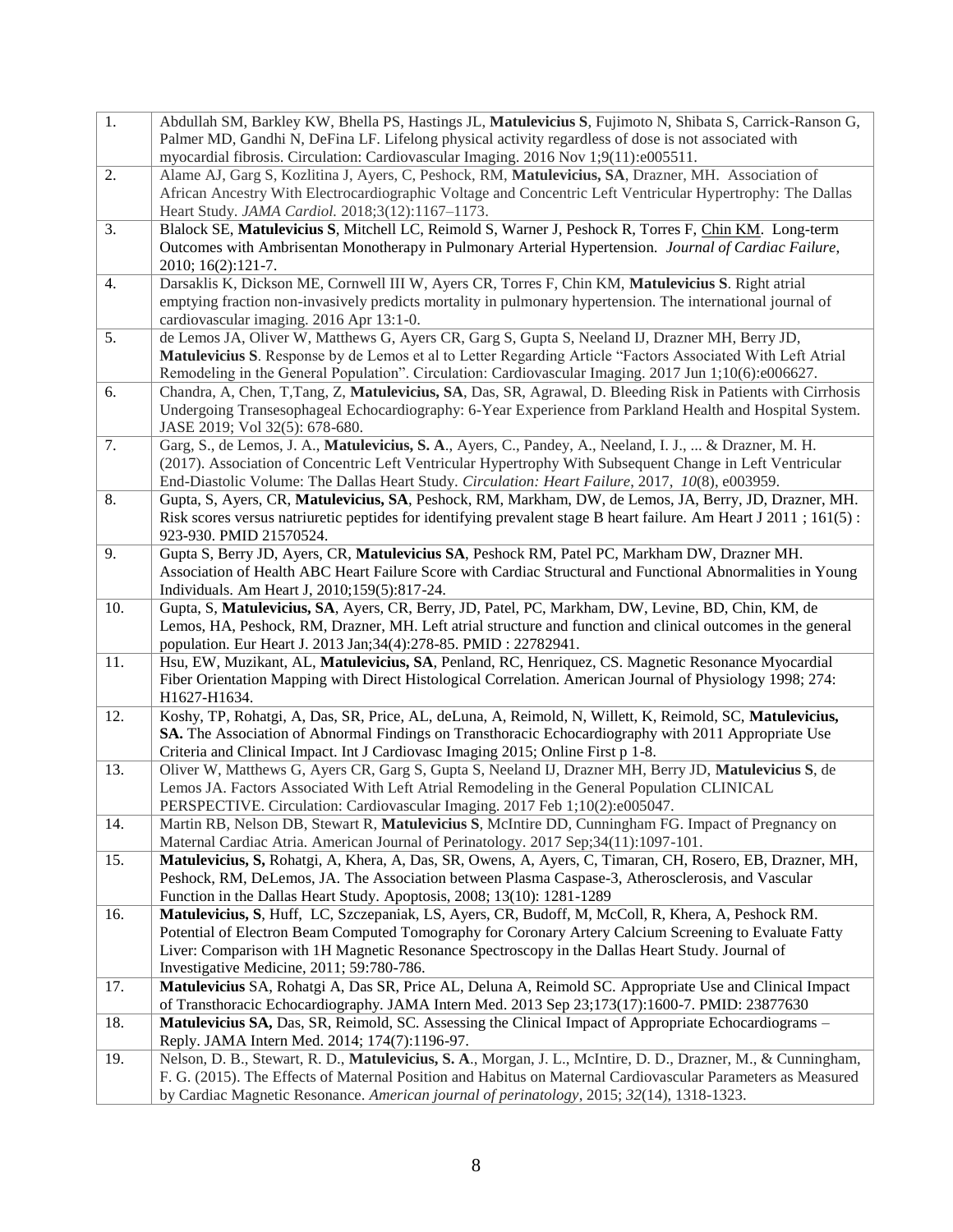| | |
|---|---|
| 1. | Abdullah SM, Barkley KW, Bhella PS, Hastings JL, **Matulevicius S**, Fujimoto N, Shibata S, Carrick-Ranson G, Palmer MD, Gandhi N, DeFina LF. Lifelong physical activity regardless of dose is not associated with myocardial fibrosis. Circulation: Cardiovascular Imaging. 2016 Nov 1;9(11):e005511. |
| 2. | Alame AJ, Garg S, Kozlitina J, Ayers, C, Peshock, RM, **Matulevicius, SA**, Drazner, MH. Association of African Ancestry With Electrocardiographic Voltage and Concentric Left Ventricular Hypertrophy: The Dallas Heart Study. *JAMA Cardiol.* 2018;3(12):1167–1173. |
| 3. | Blalock SE, **Matulevicius S**, Mitchell LC, Reimold S, Warner J, Peshock R, Torres F, Chin KM. Long-term Outcomes with Ambrisentan Monotherapy in Pulmonary Arterial Hypertension. *Journal of Cardiac Failure*, 2010; 16(2):121-7. |
| 4. | Darsaklis K, Dickson ME, Cornwell III W, Ayers CR, Torres F, Chin KM, **Matulevicius S**. Right atrial emptying fraction non-invasively predicts mortality in pulmonary hypertension. The international journal of cardiovascular imaging. 2016 Apr 13:1-0. |
| 5. | de Lemos JA, Oliver W, Matthews G, Ayers CR, Garg S, Gupta S, Neeland IJ, Drazner MH, Berry JD, **Matulevicius S**. Response by de Lemos et al to Letter Regarding Article "Factors Associated With Left Atrial Remodeling in the General Population". Circulation: Cardiovascular Imaging. 2017 Jun 1;10(6):e006627. |
| 6. | Chandra, A, Chen, T,Tang, Z, **Matulevicius, SA**, Das, SR, Agrawal, D. Bleeding Risk in Patients with Cirrhosis Undergoing Transesophageal Echocardiography: 6-Year Experience from Parkland Health and Hospital System. JASE 2019; Vol 32(5): 678-680. |
| 7. | Garg, S., de Lemos, J. A., **Matulevicius, S. A.**, Ayers, C., Pandey, A., Neeland, I. J., ... & Drazner, M. H. (2017). Association of Concentric Left Ventricular Hypertrophy With Subsequent Change in Left Ventricular End-Diastolic Volume: The Dallas Heart Study. *Circulation: Heart Failure*, 2017, *10*(8), e003959. |
| 8. | Gupta, S, Ayers, CR, **Matulevicius, SA**, Peshock, RM, Markham, DW, de Lemos, JA, Berry, JD, Drazner, MH. Risk scores versus natriuretic peptides for identifying prevalent stage B heart failure. Am Heart J 2011 ; 161(5) : 923-930. PMID 21570524. |
| 9. | Gupta S, Berry JD, Ayers, CR, **Matulevicius SA**, Peshock RM, Patel PC, Markham DW, Drazner MH. Association of Health ABC Heart Failure Score with Cardiac Structural and Functional Abnormalities in Young Individuals. Am Heart J, 2010;159(5):817-24. |
| 10. | Gupta, S, **Matulevicius, SA**, Ayers, CR, Berry, JD, Patel, PC, Markham, DW, Levine, BD, Chin, KM, de Lemos, HA, Peshock, RM, Drazner, MH. Left atrial structure and function and clinical outcomes in the general population. Eur Heart J. 2013 Jan;34(4):278-85. PMID : 22782941. |
| 11. | Hsu, EW, Muzikant, AL, **Matulevicius, SA**, Penland, RC, Henriquez, CS. Magnetic Resonance Myocardial Fiber Orientation Mapping with Direct Histological Correlation. American Journal of Physiology 1998; 274: H1627-H1634. |
| 12. | Koshy, TP, Rohatgi, A, Das, SR, Price, AL, deLuna, A, Reimold, N, Willett, K, Reimold, SC, **Matulevicius, SA.** The Association of Abnormal Findings on Transthoracic Echocardiography with 2011 Appropriate Use Criteria and Clinical Impact. Int J Cardiovasc Imaging 2015; Online First p 1-8. |
| 13. | Oliver W, Matthews G, Ayers CR, Garg S, Gupta S, Neeland IJ, Drazner MH, Berry JD, **Matulevicius S**, de Lemos JA. Factors Associated With Left Atrial Remodeling in the General Population CLINICAL PERSPECTIVE. Circulation: Cardiovascular Imaging. 2017 Feb 1;10(2):e005047. |
| 14. | Martin RB, Nelson DB, Stewart R, **Matulevicius S**, McIntire DD, Cunningham FG. Impact of Pregnancy on Maternal Cardiac Atria. American Journal of Perinatology. 2017 Sep;34(11):1097-101. |
| 15. | **Matulevicius, S,** Rohatgi, A, Khera, A, Das, SR, Owens, A, Ayers, C, Timaran, CH, Rosero, EB, Drazner, MH, Peshock, RM, DeLemos, JA. The Association between Plasma Caspase-3, Atherosclerosis, and Vascular Function in the Dallas Heart Study. Apoptosis, 2008; 13(10): 1281-1289 |
| 16. | **Matulevicius, S**, Huff, LC, Szczepaniak, LS, Ayers, CR, Budoff, M, McColl, R, Khera, A, Peshock RM. Potential of Electron Beam Computed Tomography for Coronary Artery Calcium Screening to Evaluate Fatty Liver: Comparison with 1H Magnetic Resonance Spectroscopy in the Dallas Heart Study. Journal of Investigative Medicine, 2011; 59:780-786. |
| 17. | **Matulevicius** SA, Rohatgi A, Das SR, Price AL, Deluna A, Reimold SC. Appropriate Use and Clinical Impact of Transthoracic Echocardiography. JAMA Intern Med. 2013 Sep 23;173(17):1600-7. PMID: 23877630 |
| 18. | **Matulevicius SA,** Das, SR, Reimold, SC. Assessing the Clinical Impact of Appropriate Echocardiograms – Reply. JAMA Intern Med. 2014; 174(7):1196-97. |
| 19. | Nelson, D. B., Stewart, R. D., **Matulevicius, S. A.**, Morgan, J. L., McIntire, D. D., Drazner, M., & Cunningham, F. G. (2015). The Effects of Maternal Position and Habitus on Maternal Cardiovascular Parameters as Measured by Cardiac Magnetic Resonance. *American journal of perinatology*, 2015; *32*(14), 1318-1323. |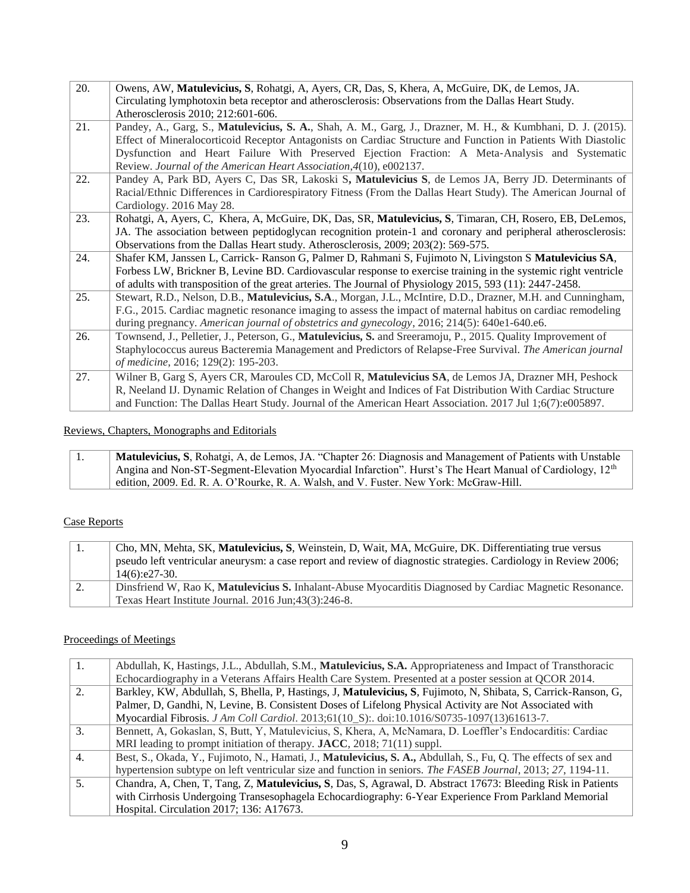| | |
|---|---|
| 20. | Owens, AW, **Matulevicius, S**, Rohatgi, A, Ayers, CR, Das, S, Khera, A, McGuire, DK, de Lemos, JA. Circulating lymphotoxin beta receptor and atherosclerosis: Observations from the Dallas Heart Study. Atherosclerosis 2010; 212:601-606. |
| 21. | Pandey, A., Garg, S., **Matulevicius, S. A.**, Shah, A. M., Garg, J., Drazner, M. H., & Kumbhani, D. J. (2015). Effect of Mineralocorticoid Receptor Antagonists on Cardiac Structure and Function in Patients With Diastolic Dysfunction and Heart Failure With Preserved Ejection Fraction: A Meta-Analysis and Systematic Review. *Journal of the American Heart Association*,*4*(10), e002137. |
| 22. | Pandey A, Park BD, Ayers C, Das SR, Lakoski S**, Matulevicius S**, de Lemos JA, Berry JD. Determinants of Racial/Ethnic Differences in Cardiorespiratory Fitness (From the Dallas Heart Study). The American Journal of Cardiology. 2016 May 28. |
| 23. | Rohatgi, A, Ayers, C, Khera, A, McGuire, DK, Das, SR, **Matulevicius, S**, Timaran, CH, Rosero, EB, DeLemos, JA. The association between peptidoglycan recognition protein-1 and coronary and peripheral atherosclerosis: Observations from the Dallas Heart study. Atherosclerosis, 2009; 203(2): 569-575. |
| 24. | Shafer KM, Janssen L, Carrick- Ranson G, Palmer D, Rahmani S, Fujimoto N, Livingston S **Matulevicius SA**, Forbess LW, Brickner B, Levine BD. Cardiovascular response to exercise training in the systemic right ventricle of adults with transposition of the great arteries. The Journal of Physiology 2015, 593 (11): 2447-2458. |
| 25. | Stewart, R.D., Nelson, D.B., **Matulevicius, S.A**., Morgan, J.L., McIntire, D.D., Drazner, M.H. and Cunningham, F.G., 2015. Cardiac magnetic resonance imaging to assess the impact of maternal habitus on cardiac remodeling during pregnancy. *American journal of obstetrics and gynecology*, 2016; 214(5): 640e1-640.e6. |
| 26. | Townsend, J., Pelletier, J., Peterson, G., **Matulevicius, S.** and Sreeramoju, P., 2015. Quality Improvement of Staphylococcus aureus Bacteremia Management and Predictors of Relapse-Free Survival. *The American journal of medicine*, 2016; 129(2): 195-203. |
| 27. | Wilner B, Garg S, Ayers CR, Maroules CD, McColl R, **Matulevicius SA**, de Lemos JA, Drazner MH, Peshock R, Neeland IJ. Dynamic Relation of Changes in Weight and Indices of Fat Distribution With Cardiac Structure and Function: The Dallas Heart Study. Journal of the American Heart Association. 2017 Jul 1;6(7):e005897. |

Reviews, Chapters, Monographs and Editorials

| | |
|---|---|
| 1. | **Matulevicius, S**, Rohatgi, A, de Lemos, JA. "Chapter 26: Diagnosis and Management of Patients with Unstable Angina and Non-ST-Segment-Elevation Myocardial Infarction". Hurst's The Heart Manual of Cardiology, 12[th] edition, 2009. Ed. R. A. O'Rourke, R. A. Walsh, and V. Fuster. New York: McGraw-Hill. |

Case Reports

| | |
|---|---|
| 1. | Cho, MN, Mehta, SK, **Matulevicius, S**, Weinstein, D, Wait, MA, McGuire, DK. Differentiating true versus pseudo left ventricular aneurysm: a case report and review of diagnostic strategies. Cardiology in Review 2006; 14(6):e27-30. |
| 2. | Dinsfriend W, Rao K, **Matulevicius S.** Inhalant-Abuse Myocarditis Diagnosed by Cardiac Magnetic Resonance. Texas Heart Institute Journal. 2016 Jun;43(3):246-8. |

Proceedings of Meetings

| | |
|---|---|
| 1. | Abdullah, K, Hastings, J.L., Abdullah, S.M., **Matulevicius, S.A.** Appropriateness and Impact of Transthoracic Echocardiography in a Veterans Affairs Health Care System. Presented at a poster session at QCOR 2014. |
| 2. | Barkley, KW, Abdullah, S, Bhella, P, Hastings, J, **Matulevicius, S**, Fujimoto, N, Shibata, S, Carrick-Ranson, G, Palmer, D, Gandhi, N, Levine, B. Consistent Doses of Lifelong Physical Activity are Not Associated with Myocardial Fibrosis. *J Am Coll Cardiol*. 2013;61(10_S):. doi:10.1016/S0735-1097(13)61613-7. |
| 3. | Bennett, A, Gokaslan, S, Butt, Y, Matulevicius, S, Khera, A, McNamara, D. Loeffler's Endocarditis: Cardiac MRI leading to prompt initiation of therapy. **JACC**, 2018; 71(11) suppl. |
| 4. | Best, S., Okada, Y., Fujimoto, N., Hamati, J., **Matulevicius, S. A.,** Abdullah, S., Fu, Q. The effects of sex and hypertension subtype on left ventricular size and function in seniors. *The FASEB Journal*, 2013; *27*, 1194-11. |
| 5. | Chandra, A, Chen, T, Tang, Z, **Matulevicius, S**, Das, S, Agrawal, D. Abstract 17673: Bleeding Risk in Patients with Cirrhosis Undergoing Transesophagela Echocardiography: 6-Year Experience From Parkland Memorial Hospital. Circulation 2017; 136: A17673. |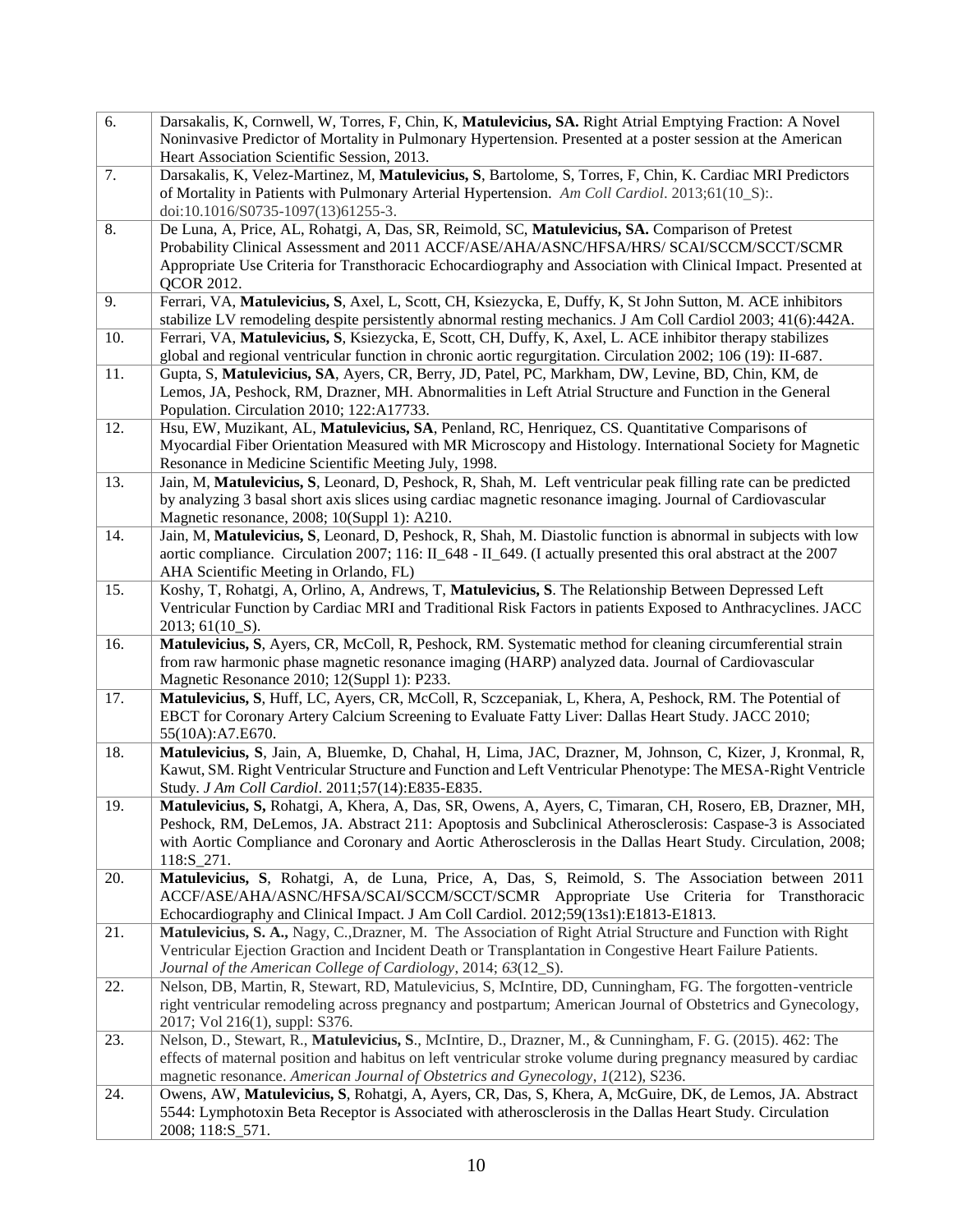| | |
|---|---|
| 6. | Darsakalis, K, Cornwell, W, Torres, F, Chin, K, **Matulevicius, SA.** Right Atrial Emptying Fraction: A Novel Noninvasive Predictor of Mortality in Pulmonary Hypertension. Presented at a poster session at the American Heart Association Scientific Session, 2013. |
| 7. | Darsakalis, K, Velez-Martinez, M, **Matulevicius, S**, Bartolome, S, Torres, F, Chin, K. Cardiac MRI Predictors of Mortality in Patients with Pulmonary Arterial Hypertension. *Am Coll Cardiol*. 2013;61(10_S):. doi:10.1016/S0735-1097(13)61255-3. |
| 8. | De Luna, A, Price, AL, Rohatgi, A, Das, SR, Reimold, SC, **Matulevicius, SA.** Comparison of Pretest Probability Clinical Assessment and 2011 ACCF/ASE/AHA/ASNC/HFSA/HRS/ SCAI/SCCM/SCCT/SCMR Appropriate Use Criteria for Transthoracic Echocardiography and Association with Clinical Impact. Presented at QCOR 2012. |
| 9. | Ferrari, VA, **Matulevicius, S**, Axel, L, Scott, CH, Ksiezycka, E, Duffy, K, St John Sutton, M. ACE inhibitors stabilize LV remodeling despite persistently abnormal resting mechanics. J Am Coll Cardiol 2003; 41(6):442A. |
| 10. | Ferrari, VA, **Matulevicius, S**, Ksiezycka, E, Scott, CH, Duffy, K, Axel, L. ACE inhibitor therapy stabilizes global and regional ventricular function in chronic aortic regurgitation. Circulation 2002; 106 (19): II-687. |
| 11. | Gupta, S, **Matulevicius, SA**, Ayers, CR, Berry, JD, Patel, PC, Markham, DW, Levine, BD, Chin, KM, de Lemos, JA, Peshock, RM, Drazner, MH. Abnormalities in Left Atrial Structure and Function in the General Population. Circulation 2010; 122:A17733. |
| 12. | Hsu, EW, Muzikant, AL, **Matulevicius, SA**, Penland, RC, Henriquez, CS. Quantitative Comparisons of Myocardial Fiber Orientation Measured with MR Microscopy and Histology. International Society for Magnetic Resonance in Medicine Scientific Meeting July, 1998. |
| 13. | Jain, M, **Matulevicius, S**, Leonard, D, Peshock, R, Shah, M. Left ventricular peak filling rate can be predicted by analyzing 3 basal short axis slices using cardiac magnetic resonance imaging. Journal of Cardiovascular Magnetic resonance, 2008; 10(Suppl 1): A210. |
| 14. | Jain, M, **Matulevicius, S**, Leonard, D, Peshock, R, Shah, M. Diastolic function is abnormal in subjects with low aortic compliance. Circulation 2007; 116: II_648 - II_649. (I actually presented this oral abstract at the 2007 AHA Scientific Meeting in Orlando, FL) |
| 15. | Koshy, T, Rohatgi, A, Orlino, A, Andrews, T, **Matulevicius, S**. The Relationship Between Depressed Left Ventricular Function by Cardiac MRI and Traditional Risk Factors in patients Exposed to Anthracyclines. JACC 2013; 61(10_S). |
| 16. | **Matulevicius, S**, Ayers, CR, McColl, R, Peshock, RM. Systematic method for cleaning circumferential strain from raw harmonic phase magnetic resonance imaging (HARP) analyzed data. Journal of Cardiovascular Magnetic Resonance 2010; 12(Suppl 1): P233. |
| 17. | **Matulevicius, S**, Huff, LC, Ayers, CR, McColl, R, Sczcepaniak, L, Khera, A, Peshock, RM. The Potential of EBCT for Coronary Artery Calcium Screening to Evaluate Fatty Liver: Dallas Heart Study. JACC 2010; 55(10A):A7.E670. |
| 18. | **Matulevicius, S**, Jain, A, Bluemke, D, Chahal, H, Lima, JAC, Drazner, M, Johnson, C, Kizer, J, Kronmal, R, Kawut, SM. Right Ventricular Structure and Function and Left Ventricular Phenotype: The MESA-Right Ventricle Study. *J Am Coll Cardiol*. 2011;57(14):E835-E835. |
| 19. | **Matulevicius, S,** Rohatgi, A, Khera, A, Das, SR, Owens, A, Ayers, C, Timaran, CH, Rosero, EB, Drazner, MH, Peshock, RM, DeLemos, JA. Abstract 211: Apoptosis and Subclinical Atherosclerosis: Caspase-3 is Associated with Aortic Compliance and Coronary and Aortic Atherosclerosis in the Dallas Heart Study. Circulation, 2008; 118:S_271. |
| 20. | **Matulevicius, S**, Rohatgi, A, de Luna, Price, A, Das, S, Reimold, S. The Association between 2011 ACCF/ASE/AHA/ASNC/HFSA/SCAI/SCCM/SCCT/SCMR Appropriate Use Criteria for Transthoracic Echocardiography and Clinical Impact. J Am Coll Cardiol. 2012;59(13s1):E1813-E1813. |
| 21. | **Matulevicius, S. A.,** Nagy, C.,Drazner, M. The Association of Right Atrial Structure and Function with Right Ventricular Ejection Graction and Incident Death or Transplantation in Congestive Heart Failure Patients. *Journal of the American College of Cardiology*, 2014; *63*(12_S). |
| 22. | Nelson, DB, Martin, R, Stewart, RD, Matulevicius, S, McIntire, DD, Cunningham, FG. The forgotten-ventricle right ventricular remodeling across pregnancy and postpartum; American Journal of Obstetrics and Gynecology, 2017; Vol 216(1), suppl: S376. |
| 23. | Nelson, D., Stewart, R., **Matulevicius, S**., McIntire, D., Drazner, M., & Cunningham, F. G. (2015). 462: The effects of maternal position and habitus on left ventricular stroke volume during pregnancy measured by cardiac magnetic resonance. *American Journal of Obstetrics and Gynecology*, *1*(212), S236. |
| 24. | Owens, AW, **Matulevicius, S**, Rohatgi, A, Ayers, CR, Das, S, Khera, A, McGuire, DK, de Lemos, JA. Abstract 5544: Lymphotoxin Beta Receptor is Associated with atherosclerosis in the Dallas Heart Study. Circulation 2008; 118:S_571. |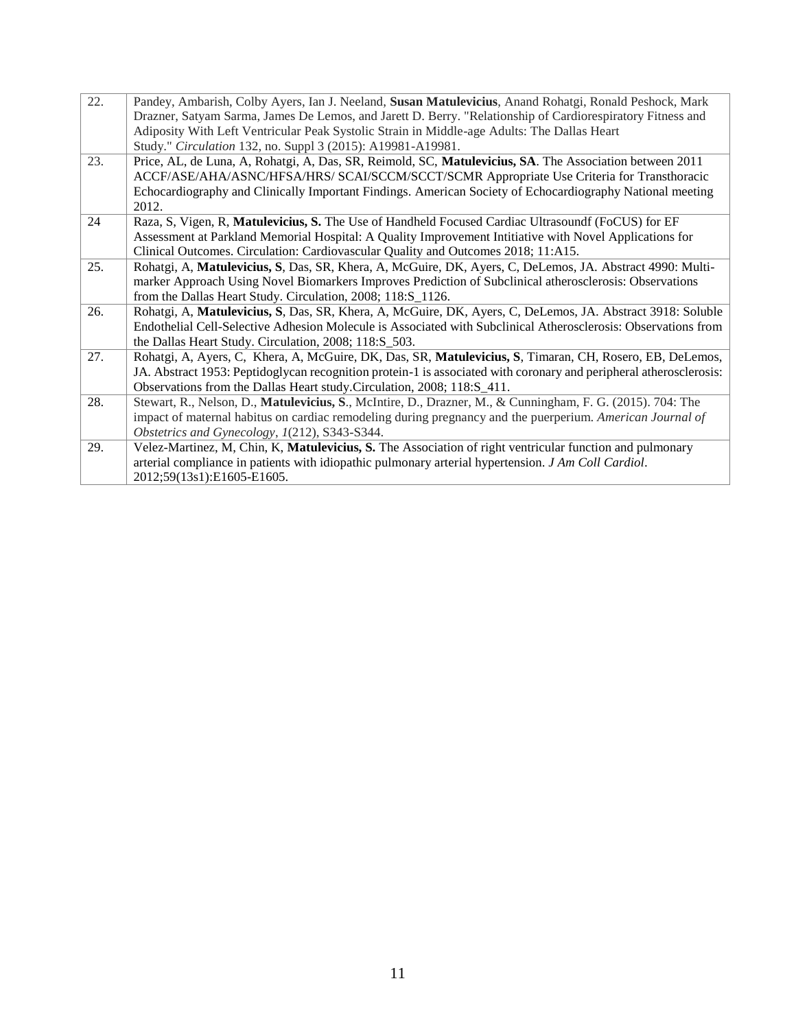| | |
|---|---|
| 22. | Pandey, Ambarish, Colby Ayers, Ian J. Neeland, **Susan Matulevicius**, Anand Rohatgi, Ronald Peshock, Mark Drazner, Satyam Sarma, James De Lemos, and Jarett D. Berry. "Relationship of Cardiorespiratory Fitness and Adiposity With Left Ventricular Peak Systolic Strain in Middle-age Adults: The Dallas Heart Study." *Circulation* 132, no. Suppl 3 (2015): A19981-A19981. |
| 23. | Price, AL, de Luna, A, Rohatgi, A, Das, SR, Reimold, SC, **Matulevicius, SA**. The Association between 2011 ACCF/ASE/AHA/ASNC/HFSA/HRS/ SCAI/SCCM/SCCT/SCMR Appropriate Use Criteria for Transthoracic Echocardiography and Clinically Important Findings. American Society of Echocardiography National meeting 2012. |
| 24 | Raza, S, Vigen, R, **Matulevicius, S.** The Use of Handheld Focused Cardiac Ultrasoundf (FoCUS) for EF Assessment at Parkland Memorial Hospital: A Quality Improvement Intitiative with Novel Applications for Clinical Outcomes. Circulation: Cardiovascular Quality and Outcomes 2018; 11:A15. |
| 25. | Rohatgi, A, **Matulevicius, S**, Das, SR, Khera, A, McGuire, DK, Ayers, C, DeLemos, JA. Abstract 4990: Multi-marker Approach Using Novel Biomarkers Improves Prediction of Subclinical atherosclerosis: Observations from the Dallas Heart Study. Circulation, 2008; 118:S_1126. |
| 26. | Rohatgi, A, **Matulevicius, S**, Das, SR, Khera, A, McGuire, DK, Ayers, C, DeLemos, JA. Abstract 3918: Soluble Endothelial Cell-Selective Adhesion Molecule is Associated with Subclinical Atherosclerosis: Observations from the Dallas Heart Study. Circulation, 2008; 118:S_503. |
| 27. | Rohatgi, A, Ayers, C, Khera, A, McGuire, DK, Das, SR, **Matulevicius, S**, Timaran, CH, Rosero, EB, DeLemos, JA. Abstract 1953: Peptidoglycan recognition protein-1 is associated with coronary and peripheral atherosclerosis: Observations from the Dallas Heart study.Circulation, 2008; 118:S_411. |
| 28. | Stewart, R., Nelson, D., **Matulevicius, S**., McIntire, D., Drazner, M., & Cunningham, F. G. (2015). 704: The impact of maternal habitus on cardiac remodeling during pregnancy and the puerperium. *American Journal of Obstetrics and Gynecology*, *1*(212), S343-S344. |
| 29. | Velez-Martinez, M, Chin, K, **Matulevicius, S.** The Association of right ventricular function and pulmonary arterial compliance in patients with idiopathic pulmonary arterial hypertension. *J Am Coll Cardiol*. 2012;59(13s1):E1605-E1605. |